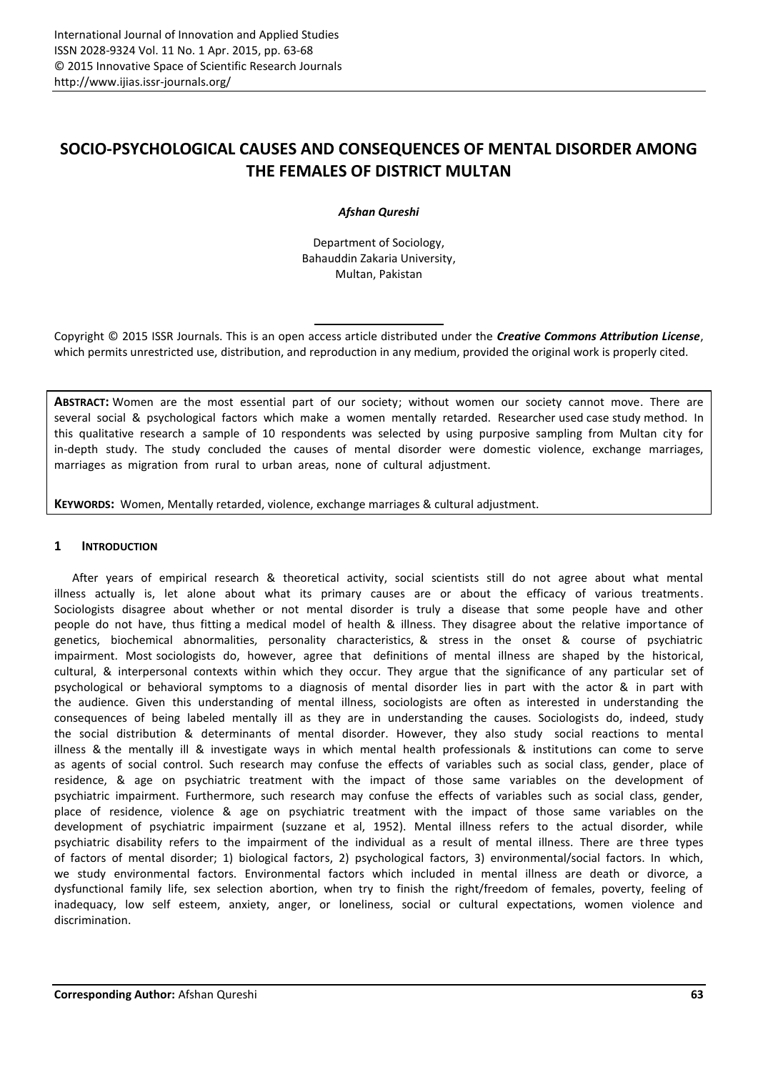# SOCIO-PSYCHOLOGICAL CAUSES AND CONSEQUENCES OF MENTAL DISORDER AMONG THE FEMALES OF DISTRICT MULTAN

***Afshan Qureshi***

Department of Sociology,
Bahauddin Zakaria University,
Multan, Pakistan

Copyright © 2015 ISSR Journals. This is an open access article distributed under the ***Creative Commons Attribution License***, which permits unrestricted use, distribution, and reproduction in any medium, provided the original work is properly cited.

**ABSTRACT:** Women are the most essential part of our society; without women our society cannot move. There are several social & psychological factors which make a women mentally retarded. Researcher used case study method. In this qualitative research a sample of 10 respondents was selected by using purposive sampling from Multan city for in-depth study. The study concluded the causes of mental disorder were domestic violence, exchange marriages, marriages as migration from rural to urban areas, none of cultural adjustment.

**KEYWORDS:** Women, Mentally retarded, violence, exchange marriages & cultural adjustment.

## 1 INTRODUCTION

After years of empirical research & theoretical activity, social scientists still do not agree about what mental illness actually is, let alone about what its primary causes are or about the efficacy of various treatments. Sociologists disagree about whether or not mental disorder is truly a disease that some people have and other people do not have, thus fitting a medical model of health & illness. They disagree about the relative importance of genetics, biochemical abnormalities, personality characteristics, & stress in the onset & course of psychiatric impairment. Most sociologists do, however, agree that definitions of mental illness are shaped by the historical, cultural, & interpersonal contexts within which they occur. They argue that the significance of any particular set of psychological or behavioral symptoms to a diagnosis of mental disorder lies in part with the actor & in part with the audience. Given this understanding of mental illness, sociologists are often as interested in understanding the consequences of being labeled mentally ill as they are in understanding the causes. Sociologists do, indeed, study the social distribution & determinants of mental disorder. However, they also study social reactions to mental illness & the mentally ill & investigate ways in which mental health professionals & institutions can come to serve as agents of social control. Such research may confuse the effects of variables such as social class, gender, place of residence, & age on psychiatric treatment with the impact of those same variables on the development of psychiatric impairment. Furthermore, such research may confuse the effects of variables such as social class, gender, place of residence, violence & age on psychiatric treatment with the impact of those same variables on the development of psychiatric impairment (suzzane et al, 1952). Mental illness refers to the actual disorder, while psychiatric disability refers to the impairment of the individual as a result of mental illness. There are three types of factors of mental disorder; 1) biological factors, 2) psychological factors, 3) environmental/social factors. In which, we study environmental factors. Environmental factors which included in mental illness are death or divorce, a dysfunctional family life, sex selection abortion, when try to finish the right/freedom of females, poverty, feeling of inadequacy, low self esteem, anxiety, anger, or loneliness, social or cultural expectations, women violence and discrimination.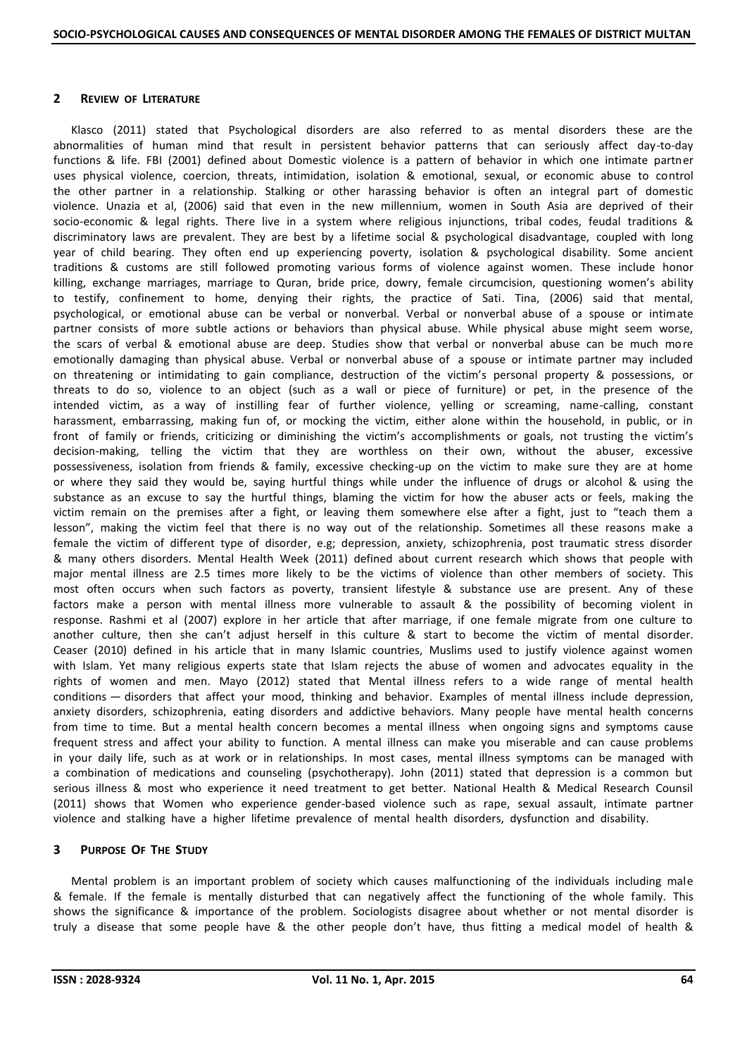## 2 Review of Literature

Klasco (2011) stated that Psychological disorders are also referred to as mental disorders these are the abnormalities of human mind that result in persistent behavior patterns that can seriously affect day-to-day functions & life. FBI (2001) defined about Domestic violence is a pattern of behavior in which one intimate partner uses physical violence, coercion, threats, intimidation, isolation & emotional, sexual, or economic abuse to control the other partner in a relationship. Stalking or other harassing behavior is often an integral part of domestic violence. Unazia et al, (2006) said that even in the new millennium, women in South Asia are deprived of their socio-economic & legal rights. There live in a system where religious injunctions, tribal codes, feudal traditions & discriminatory laws are prevalent. They are best by a lifetime social & psychological disadvantage, coupled with long year of child bearing. They often end up experiencing poverty, isolation & psychological disability. Some ancient traditions & customs are still followed promoting various forms of violence against women. These include honor killing, exchange marriages, marriage to Quran, bride price, dowry, female circumcision, questioning women's ability to testify, confinement to home, denying their rights, the practice of Sati. Tina, (2006) said that mental, psychological, or emotional abuse can be verbal or nonverbal. Verbal or nonverbal abuse of a spouse or intimate partner consists of more subtle actions or behaviors than physical abuse. While physical abuse might seem worse, the scars of verbal & emotional abuse are deep. Studies show that verbal or nonverbal abuse can be much more emotionally damaging than physical abuse. Verbal or nonverbal abuse of a spouse or intimate partner may included on threatening or intimidating to gain compliance, destruction of the victim's personal property & possessions, or threats to do so, violence to an object (such as a wall or piece of furniture) or pet, in the presence of the intended victim, as a way of instilling fear of further violence, yelling or screaming, name-calling, constant harassment, embarrassing, making fun of, or mocking the victim, either alone within the household, in public, or in front of family or friends, criticizing or diminishing the victim's accomplishments or goals, not trusting the victim's decision-making, telling the victim that they are worthless on their own, without the abuser, excessive possessiveness, isolation from friends & family, excessive checking-up on the victim to make sure they are at home or where they said they would be, saying hurtful things while under the influence of drugs or alcohol & using the substance as an excuse to say the hurtful things, blaming the victim for how the abuser acts or feels, making the victim remain on the premises after a fight, or leaving them somewhere else after a fight, just to "teach them a lesson", making the victim feel that there is no way out of the relationship. Sometimes all these reasons make a female the victim of different type of disorder, e.g; depression, anxiety, schizophrenia, post traumatic stress disorder & many others disorders. Mental Health Week (2011) defined about current research which shows that people with major mental illness are 2.5 times more likely to be the victims of violence than other members of society. This most often occurs when such factors as poverty, transient lifestyle & substance use are present. Any of these factors make a person with mental illness more vulnerable to assault & the possibility of becoming violent in response. Rashmi et al (2007) explore in her article that after marriage, if one female migrate from one culture to another culture, then she can't adjust herself in this culture & start to become the victim of mental disorder. Ceaser (2010) defined in his article that in many Islamic countries, Muslims used to justify violence against women with Islam. Yet many religious experts state that Islam rejects the abuse of women and advocates equality in the rights of women and men. Mayo (2012) stated that Mental illness refers to a wide range of mental health conditions — disorders that affect your mood, thinking and behavior. Examples of mental illness include depression, anxiety disorders, schizophrenia, eating disorders and addictive behaviors. Many people have mental health concerns from time to time. But a mental health concern becomes a mental illness when ongoing signs and symptoms cause frequent stress and affect your ability to function. A mental illness can make you miserable and can cause problems in your daily life, such as at work or in relationships. In most cases, mental illness symptoms can be managed with a combination of medications and counseling (psychotherapy). John (2011) stated that depression is a common but serious illness & most who experience it need treatment to get better. National Health & Medical Research Counsil (2011) shows that Women who experience gender-based violence such as rape, sexual assault, intimate partner violence and stalking have a higher lifetime prevalence of mental health disorders, dysfunction and disability.

## 3 Purpose Of The Study

Mental problem is an important problem of society which causes malfunctioning of the individuals including male & female. If the female is mentally disturbed that can negatively affect the functioning of the whole family. This shows the significance & importance of the problem. Sociologists disagree about whether or not mental disorder is truly a disease that some people have & the other people don't have, thus fitting a medical model of health &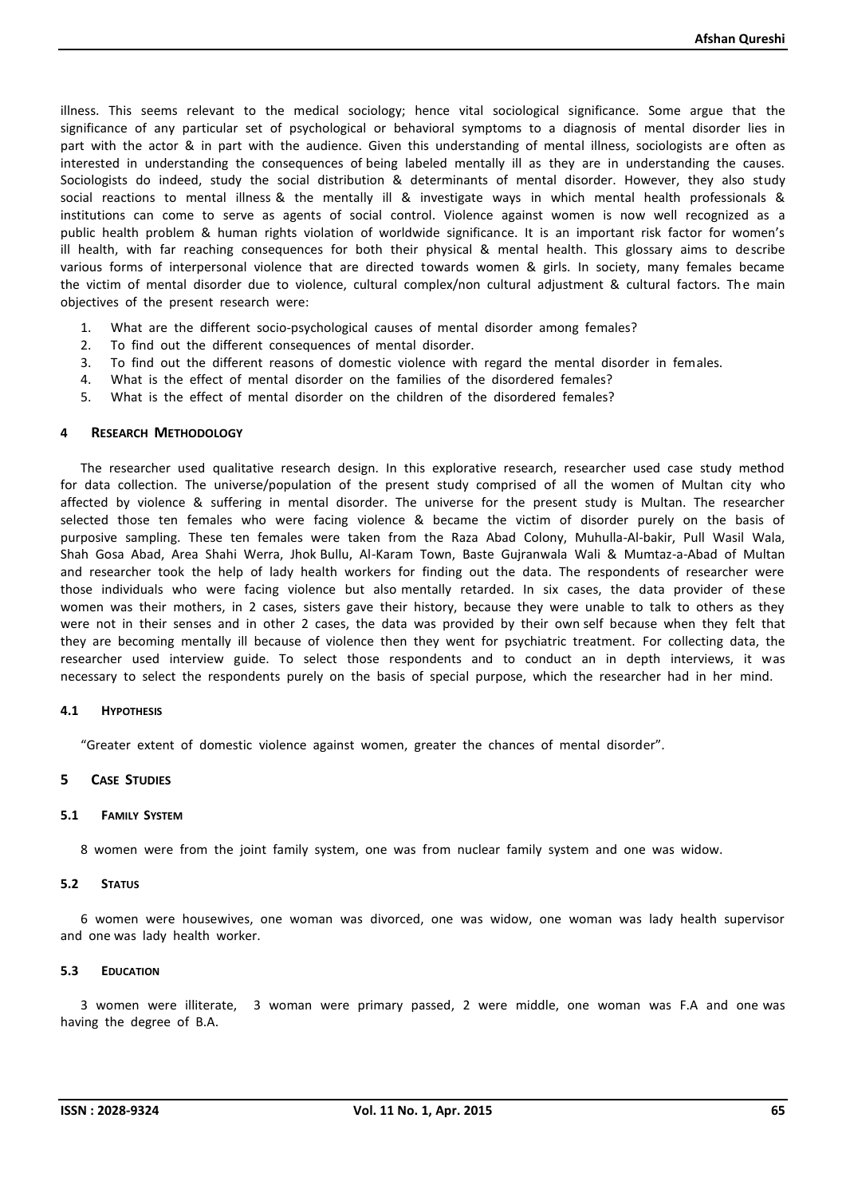illness. This seems relevant to the medical sociology; hence vital sociological significance. Some argue that the significance of any particular set of psychological or behavioral symptoms to a diagnosis of mental disorder lies in part with the actor & in part with the audience. Given this understanding of mental illness, sociologists are often as interested in understanding the consequences of being labeled mentally ill as they are in understanding the causes. Sociologists do indeed, study the social distribution & determinants of mental disorder. However, they also study social reactions to mental illness & the mentally ill & investigate ways in which mental health professionals & institutions can come to serve as agents of social control. Violence against women is now well recognized as a public health problem & human rights violation of worldwide significance. It is an important risk factor for women's ill health, with far reaching consequences for both their physical & mental health. This glossary aims to describe various forms of interpersonal violence that are directed towards women & girls. In society, many females became the victim of mental disorder due to violence, cultural complex/non cultural adjustment & cultural factors. The main objectives of the present research were:

1. What are the different socio-psychological causes of mental disorder among females?
2. To find out the different consequences of mental disorder.
3. To find out the different reasons of domestic violence with regard the mental disorder in females.
4. What is the effect of mental disorder on the families of the disordered females?
5. What is the effect of mental disorder on the children of the disordered females?

## 4 Research Methodology

The researcher used qualitative research design. In this explorative research, researcher used case study method for data collection. The universe/population of the present study comprised of all the women of Multan city who affected by violence & suffering in mental disorder. The universe for the present study is Multan. The researcher selected those ten females who were facing violence & became the victim of disorder purely on the basis of purposive sampling. These ten females were taken from the Raza Abad Colony, Muhulla-Al-bakir, Pull Wasil Wala, Shah Gosa Abad, Area Shahi Werra, Jhok Bullu, Al-Karam Town, Baste Gujranwala Wali & Mumtaz-a-Abad of Multan and researcher took the help of lady health workers for finding out the data. The respondents of researcher were those individuals who were facing violence but also mentally retarded. In six cases, the data provider of these women was their mothers, in 2 cases, sisters gave their history, because they were unable to talk to others as they were not in their senses and in other 2 cases, the data was provided by their own self because when they felt that they are becoming mentally ill because of violence then they went for psychiatric treatment. For collecting data, the researcher used interview guide. To select those respondents and to conduct an in depth interviews, it was necessary to select the respondents purely on the basis of special purpose, which the researcher had in her mind.

### 4.1 Hypothesis

"Greater extent of domestic violence against women, greater the chances of mental disorder".

## 5 Case Studies

### 5.1 Family System

8 women were from the joint family system, one was from nuclear family system and one was widow.

### 5.2 Status

6 women were housewives, one woman was divorced, one was widow, one woman was lady health supervisor and one was lady health worker.

### 5.3 Education

3 women were illiterate, 3 woman were primary passed, 2 were middle, one woman was F.A and one was having the degree of B.A.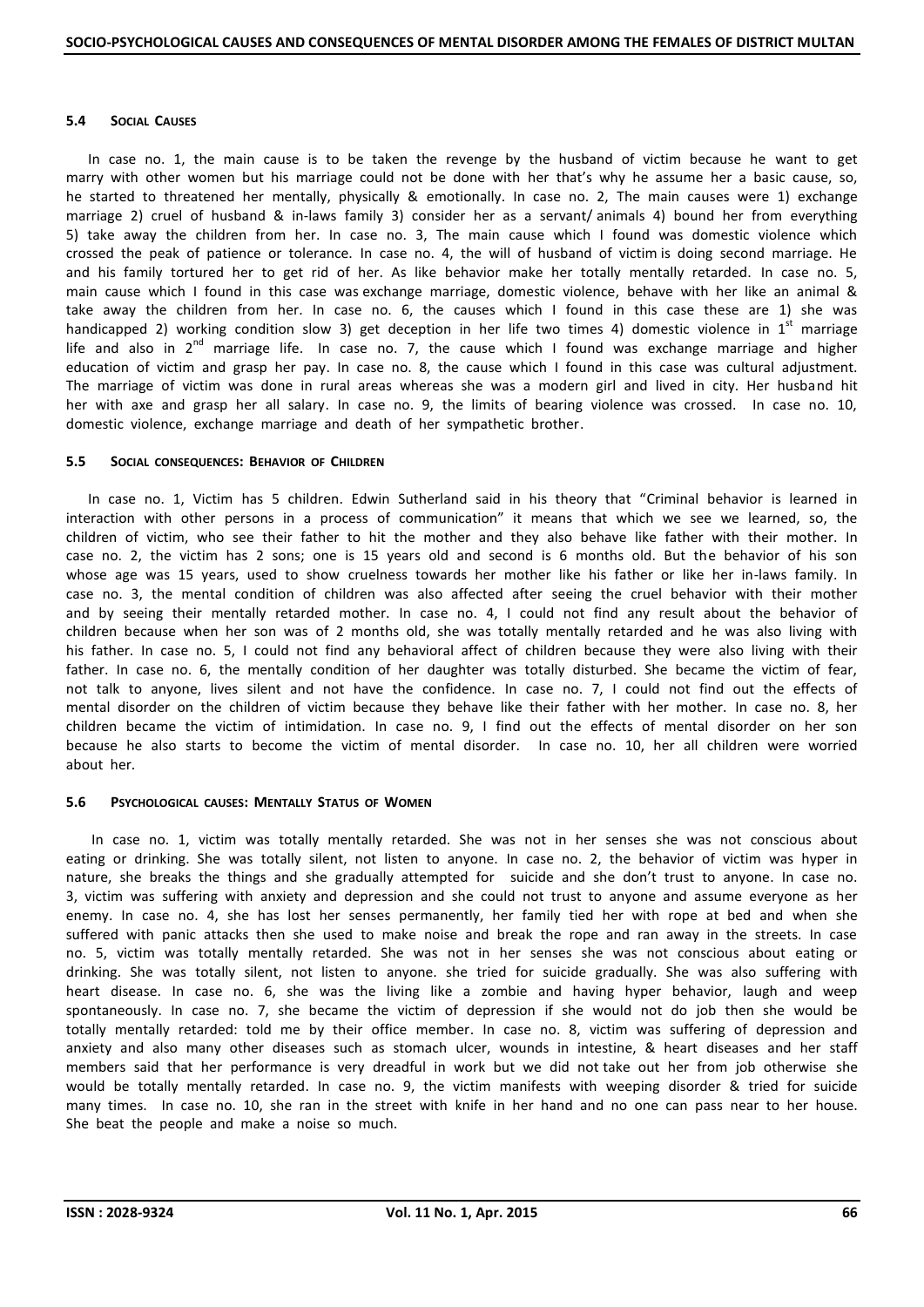#### 5.4 Social Causes

In case no. 1, the main cause is to be taken the revenge by the husband of victim because he want to get marry with other women but his marriage could not be done with her that's why he assume her a basic cause, so, he started to threatened her mentally, physically & emotionally. In case no. 2, The main causes were 1) exchange marriage 2) cruel of husband & in-laws family 3) consider her as a servant/ animals 4) bound her from everything 5) take away the children from her. In case no. 3, The main cause which I found was domestic violence which crossed the peak of patience or tolerance. In case no. 4, the will of husband of victim is doing second marriage. He and his family tortured her to get rid of her. As like behavior make her totally mentally retarded. In case no. 5, main cause which I found in this case was exchange marriage, domestic violence, behave with her like an animal & take away the children from her. In case no. 6, the causes which I found in this case these are 1) she was handicapped 2) working condition slow 3) get deception in her life two times 4) domestic violence in 1st marriage life and also in 2nd marriage life. In case no. 7, the cause which I found was exchange marriage and higher education of victim and grasp her pay. In case no. 8, the cause which I found in this case was cultural adjustment. The marriage of victim was done in rural areas whereas she was a modern girl and lived in city. Her husband hit her with axe and grasp her all salary. In case no. 9, the limits of bearing violence was crossed. In case no. 10, domestic violence, exchange marriage and death of her sympathetic brother.

#### 5.5 Social consequences: Behavior of Children

In case no. 1, Victim has 5 children. Edwin Sutherland said in his theory that "Criminal behavior is learned in interaction with other persons in a process of communication" it means that which we see we learned, so, the children of victim, who see their father to hit the mother and they also behave like father with their mother. In case no. 2, the victim has 2 sons; one is 15 years old and second is 6 months old. But the behavior of his son whose age was 15 years, used to show cruelness towards her mother like his father or like her in-laws family. In case no. 3, the mental condition of children was also affected after seeing the cruel behavior with their mother and by seeing their mentally retarded mother. In case no. 4, I could not find any result about the behavior of children because when her son was of 2 months old, she was totally mentally retarded and he was also living with his father. In case no. 5, I could not find any behavioral affect of children because they were also living with their father. In case no. 6, the mentally condition of her daughter was totally disturbed. She became the victim of fear, not talk to anyone, lives silent and not have the confidence. In case no. 7, I could not find out the effects of mental disorder on the children of victim because they behave like their father with her mother. In case no. 8, her children became the victim of intimidation. In case no. 9, I find out the effects of mental disorder on her son because he also starts to become the victim of mental disorder. In case no. 10, her all children were worried about her.

#### 5.6 Psychological causes: Mentally Status of Women

In case no. 1, victim was totally mentally retarded. She was not in her senses she was not conscious about eating or drinking. She was totally silent, not listen to anyone. In case no. 2, the behavior of victim was hyper in nature, she breaks the things and she gradually attempted for suicide and she don't trust to anyone. In case no. 3, victim was suffering with anxiety and depression and she could not trust to anyone and assume everyone as her enemy. In case no. 4, she has lost her senses permanently, her family tied her with rope at bed and when she suffered with panic attacks then she used to make noise and break the rope and ran away in the streets. In case no. 5, victim was totally mentally retarded. She was not in her senses she was not conscious about eating or drinking. She was totally silent, not listen to anyone. she tried for suicide gradually. She was also suffering with heart disease. In case no. 6, she was the living like a zombie and having hyper behavior, laugh and weep spontaneously. In case no. 7, she became the victim of depression if she would not do job then she would be totally mentally retarded: told me by their office member. In case no. 8, victim was suffering of depression and anxiety and also many other diseases such as stomach ulcer, wounds in intestine, & heart diseases and her staff members said that her performance is very dreadful in work but we did not take out her from job otherwise she would be totally mentally retarded. In case no. 9, the victim manifests with weeping disorder & tried for suicide many times. In case no. 10, she ran in the street with knife in her hand and no one can pass near to her house. She beat the people and make a noise so much.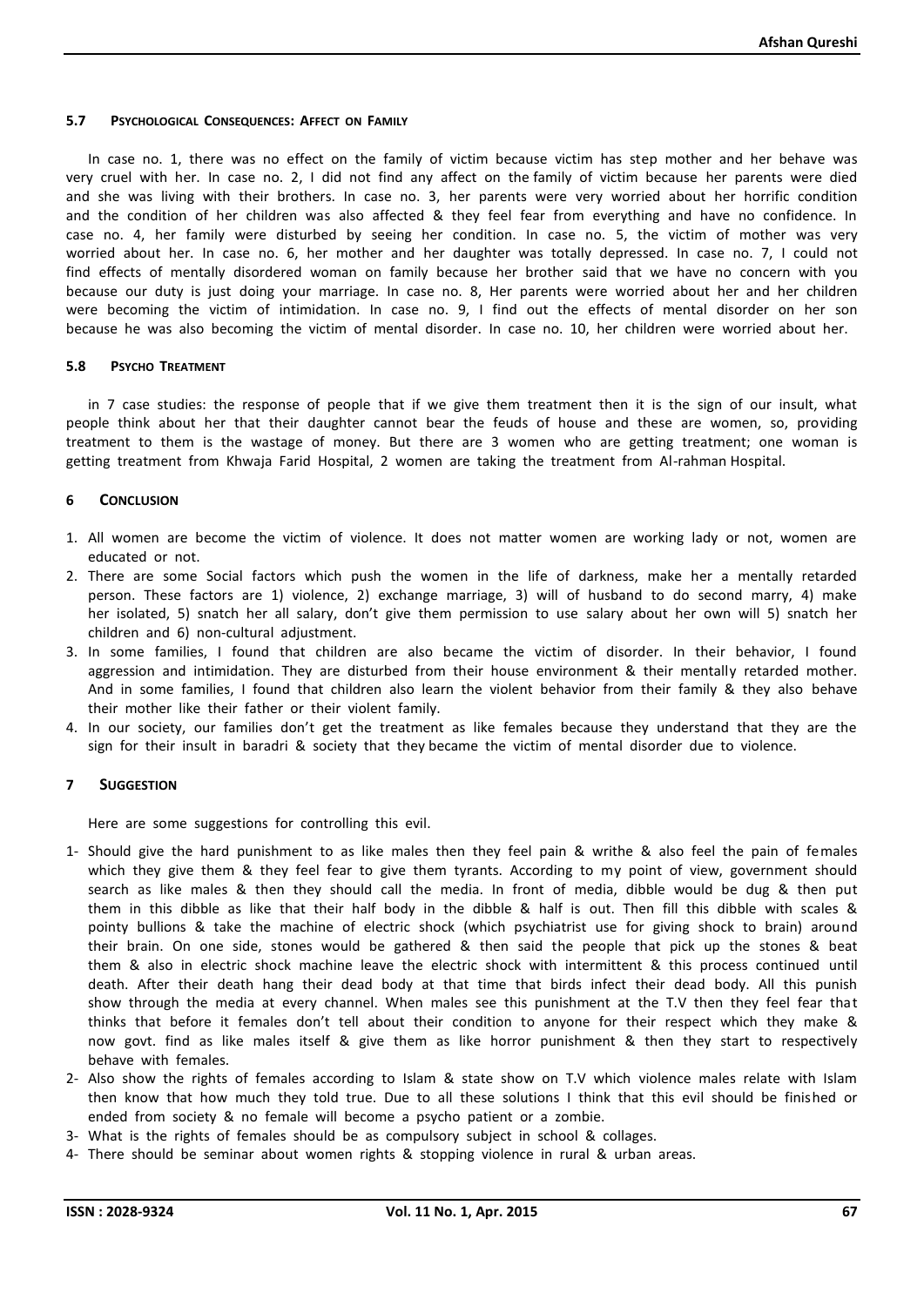### 5.7 Psychological Consequences: Affect on Family

In case no. 1, there was no effect on the family of victim because victim has step mother and her behave was very cruel with her. In case no. 2, I did not find any affect on the family of victim because her parents were died and she was living with their brothers. In case no. 3, her parents were very worried about her horrific condition and the condition of her children was also affected & they feel fear from everything and have no confidence. In case no. 4, her family were disturbed by seeing her condition. In case no. 5, the victim of mother was very worried about her. In case no. 6, her mother and her daughter was totally depressed. In case no. 7, I could not find effects of mentally disordered woman on family because her brother said that we have no concern with you because our duty is just doing your marriage. In case no. 8, Her parents were worried about her and her children were becoming the victim of intimidation. In case no. 9, I find out the effects of mental disorder on her son because he was also becoming the victim of mental disorder. In case no. 10, her children were worried about her.

### 5.8 Psycho Treatment

in 7 case studies: the response of people that if we give them treatment then it is the sign of our insult, what people think about her that their daughter cannot bear the feuds of house and these are women, so, providing treatment to them is the wastage of money. But there are 3 women who are getting treatment; one woman is getting treatment from Khwaja Farid Hospital, 2 women are taking the treatment from Al-rahman Hospital.

## 6 Conclusion

1. All women are become the victim of violence. It does not matter women are working lady or not, women are educated or not.
2. There are some Social factors which push the women in the life of darkness, make her a mentally retarded person. These factors are 1) violence, 2) exchange marriage, 3) will of husband to do second marry, 4) make her isolated, 5) snatch her all salary, don't give them permission to use salary about her own will 5) snatch her children and 6) non-cultural adjustment.
3. In some families, I found that children are also became the victim of disorder. In their behavior, I found aggression and intimidation. They are disturbed from their house environment & their mentally retarded mother. And in some families, I found that children also learn the violent behavior from their family & they also behave their mother like their father or their violent family.
4. In our society, our families don't get the treatment as like females because they understand that they are the sign for their insult in baradri & society that they became the victim of mental disorder due to violence.

## 7 Suggestion

Here are some suggestions for controlling this evil.

1- Should give the hard punishment to as like males then they feel pain & writhe & also feel the pain of females which they give them & they feel fear to give them tyrants. According to my point of view, government should search as like males & then they should call the media. In front of media, dibble would be dug & then put them in this dibble as like that their half body in the dibble & half is out. Then fill this dibble with scales & pointy bullions & take the machine of electric shock (which psychiatrist use for giving shock to brain) around their brain. On one side, stones would be gathered & then said the people that pick up the stones & beat them & also in electric shock machine leave the electric shock with intermittent & this process continued until death. After their death hang their dead body at that time that birds infect their dead body. All this punish show through the media at every channel. When males see this punishment at the T.V then they feel fear that thinks that before it females don't tell about their condition to anyone for their respect which they make & now govt. find as like males itself & give them as like horror punishment & then they start to respectively behave with females.

2- Also show the rights of females according to Islam & state show on T.V which violence males relate with Islam then know that how much they told true. Due to all these solutions I think that this evil should be finished or ended from society & no female will become a psycho patient or a zombie.

3- What is the rights of females should be as compulsory subject in school & collages.

4- There should be seminar about women rights & stopping violence in rural & urban areas.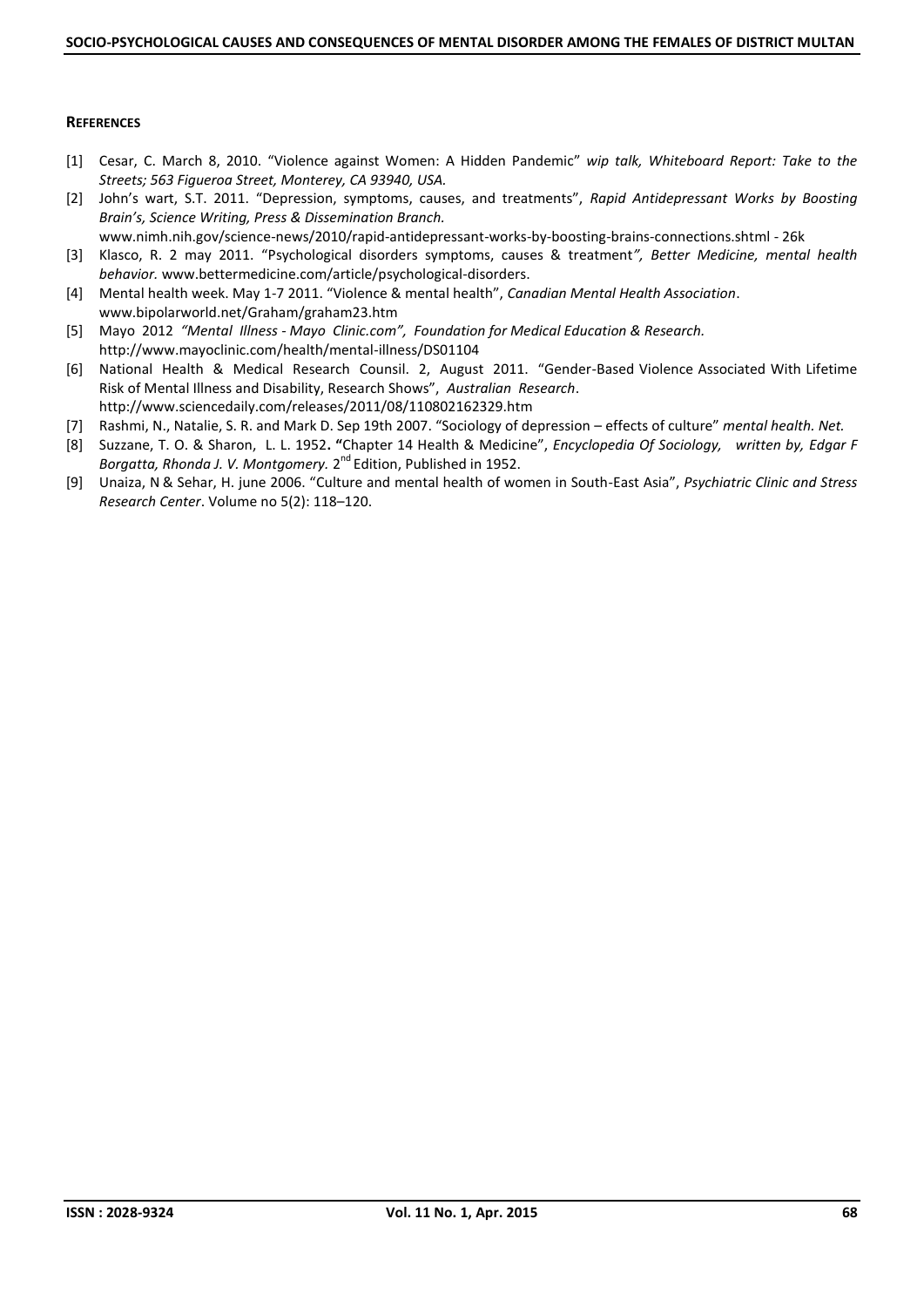## References

[1] Cesar, C. March 8, 2010. "Violence against Women: A Hidden Pandemic" *wip talk, Whiteboard Report: Take to the Streets; 563 Figueroa Street, Monterey, CA 93940, USA.*

[2] John's wart, S.T. 2011. "Depression, symptoms, causes, and treatments", *Rapid Antidepressant Works by Boosting Brain's, Science Writing, Press & Dissemination Branch.* www.nimh.nih.gov/science-news/2010/rapid-antidepressant-works-by-boosting-brains-connections.shtml - 26k

[3] Klasco, R. 2 may 2011. "Psychological disorders symptoms, causes & treatment*", Better Medicine, mental health behavior.* www.bettermedicine.com/article/psychological-disorders.

[4] Mental health week. May 1-7 2011. "Violence & mental health", *Canadian Mental Health Association*. www.bipolarworld.net/Graham/graham23.htm

[5] Mayo 2012 *"Mental Illness - Mayo Clinic.com", Foundation for Medical Education & Research.* http://www.mayoclinic.com/health/mental-illness/DS01104

[6] National Health & Medical Research Counsil. 2, August 2011. "Gender-Based Violence Associated With Lifetime Risk of Mental Illness and Disability, Research Shows", *Australian Research*. http://www.sciencedaily.com/releases/2011/08/110802162329.htm

[7] Rashmi, N., Natalie, S. R. and Mark D. Sep 19th 2007. "Sociology of depression – effects of culture" *mental health. Net.*

[8] Suzzane, T. O. & Sharon, L. L. 1952**. "**Chapter 14 Health & Medicine", *Encyclopedia Of Sociology, written by, Edgar F Borgatta, Rhonda J. V. Montgomery.* 2nd Edition, Published in 1952.

[9] Unaiza, N & Sehar, H. june 2006. "Culture and mental health of women in South-East Asia", *Psychiatric Clinic and Stress Research Center*. Volume no 5(2): 118–120.